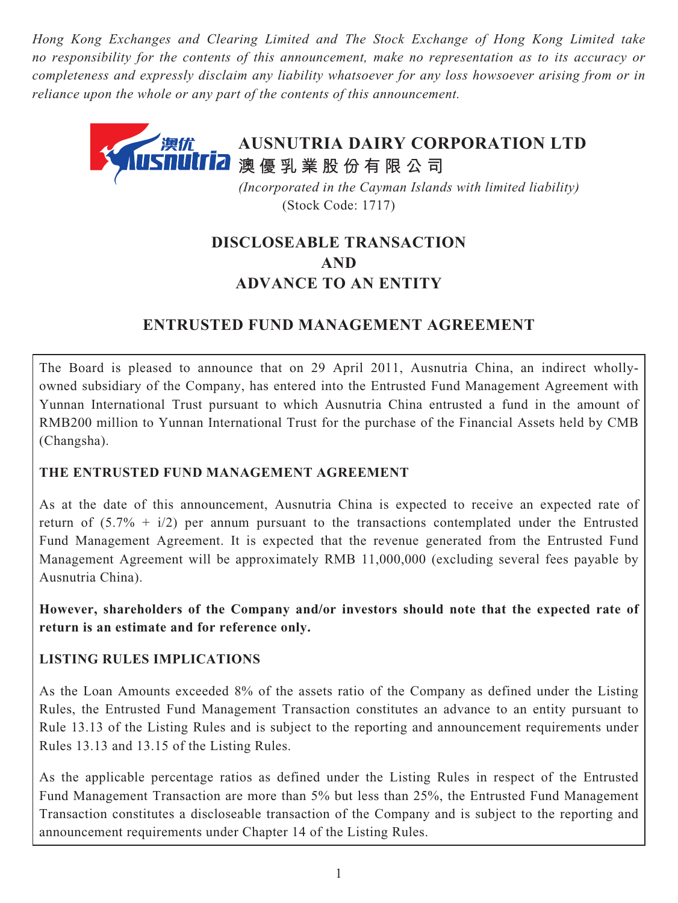*Hong Kong Exchanges and Clearing Limited and The Stock Exchange of Hong Kong Limited take no responsibility for the contents of this announcement, make no representation as to its accuracy or completeness and expressly disclaim any liability whatsoever for any loss howsoever arising from or in reliance upon the whole or any part of the contents of this announcement.*

# AUSNUTRIA DAIRY CORPORATION LTD
# 澳優乳業股份有限公司

*(Incorporated in the Cayman Islands with limited liability)*
(Stock Code: 1717)

## DISCLOSEABLE TRANSACTION AND ADVANCE TO AN ENTITY

## ENTRUSTED FUND MANAGEMENT AGREEMENT

The Board is pleased to announce that on 29 April 2011, Ausnutria China, an indirect wholly-owned subsidiary of the Company, has entered into the Entrusted Fund Management Agreement with Yunnan International Trust pursuant to which Ausnutria China entrusted a fund in the amount of RMB200 million to Yunnan International Trust for the purchase of the Financial Assets held by CMB (Changsha).

**THE ENTRUSTED FUND MANAGEMENT AGREEMENT**

As at the date of this announcement, Ausnutria China is expected to receive an expected rate of return of (5.7% + i/2) per annum pursuant to the transactions contemplated under the Entrusted Fund Management Agreement. It is expected that the revenue generated from the Entrusted Fund Management Agreement will be approximately RMB 11,000,000 (excluding several fees payable by Ausnutria China).

**However, shareholders of the Company and/or investors should note that the expected rate of return is an estimate and for reference only.**

**LISTING RULES IMPLICATIONS**

As the Loan Amounts exceeded 8% of the assets ratio of the Company as defined under the Listing Rules, the Entrusted Fund Management Transaction constitutes an advance to an entity pursuant to Rule 13.13 of the Listing Rules and is subject to the reporting and announcement requirements under Rules 13.13 and 13.15 of the Listing Rules.

As the applicable percentage ratios as defined under the Listing Rules in respect of the Entrusted Fund Management Transaction are more than 5% but less than 25%, the Entrusted Fund Management Transaction constitutes a discloseable transaction of the Company and is subject to the reporting and announcement requirements under Chapter 14 of the Listing Rules.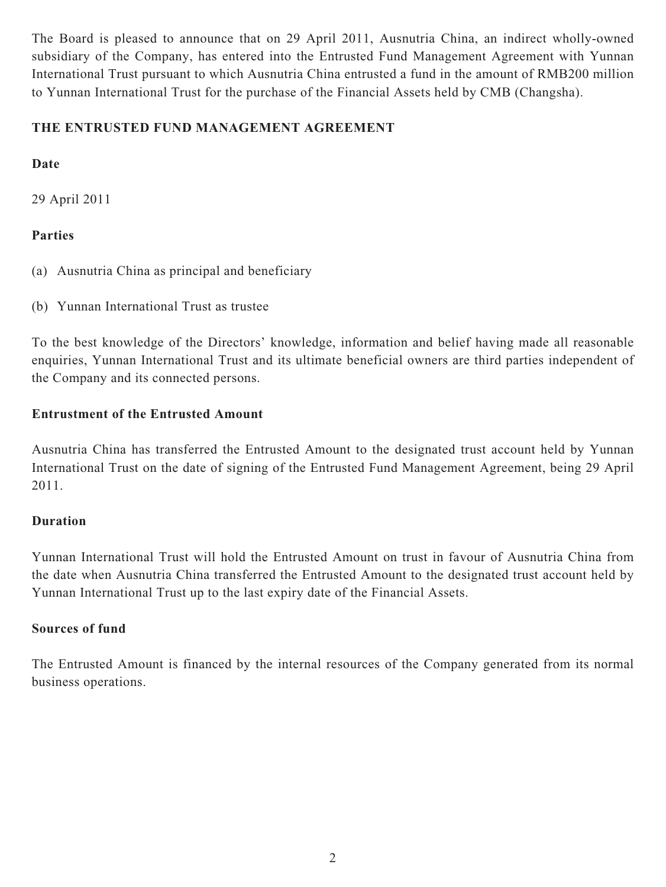The Board is pleased to announce that on 29 April 2011, Ausnutria China, an indirect wholly-owned subsidiary of the Company, has entered into the Entrusted Fund Management Agreement with Yunnan International Trust pursuant to which Ausnutria China entrusted a fund in the amount of RMB200 million to Yunnan International Trust for the purchase of the Financial Assets held by CMB (Changsha).

## THE ENTRUSTED FUND MANAGEMENT AGREEMENT

**Date**

29 April 2011

**Parties**

(a) Ausnutria China as principal and beneficiary

(b) Yunnan International Trust as trustee

To the best knowledge of the Directors' knowledge, information and belief having made all reasonable enquiries, Yunnan International Trust and its ultimate beneficial owners are third parties independent of the Company and its connected persons.

**Entrustment of the Entrusted Amount**

Ausnutria China has transferred the Entrusted Amount to the designated trust account held by Yunnan International Trust on the date of signing of the Entrusted Fund Management Agreement, being 29 April 2011.

**Duration**

Yunnan International Trust will hold the Entrusted Amount on trust in favour of Ausnutria China from the date when Ausnutria China transferred the Entrusted Amount to the designated trust account held by Yunnan International Trust up to the last expiry date of the Financial Assets.

**Sources of fund**

The Entrusted Amount is financed by the internal resources of the Company generated from its normal business operations.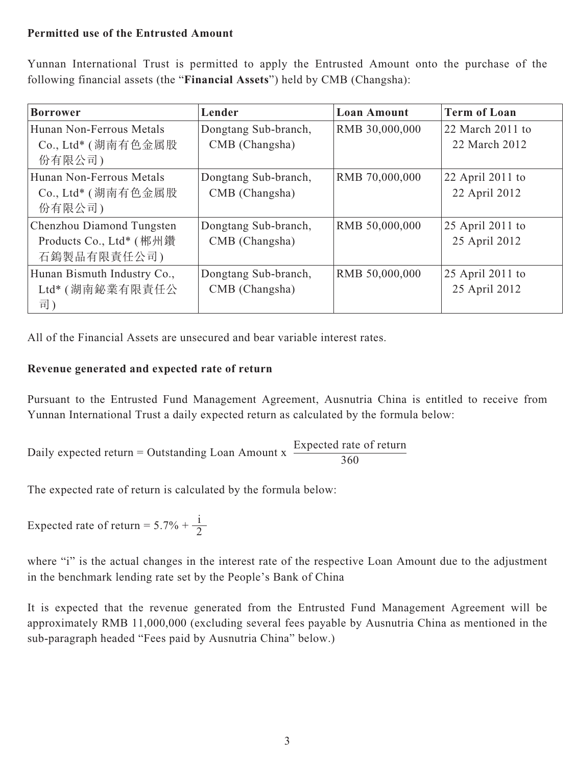**Permitted use of the Entrusted Amount**

Yunnan International Trust is permitted to apply the Entrusted Amount onto the purchase of the following financial assets (the "**Financial Assets**") held by CMB (Changsha):

| Borrower | Lender | Loan Amount | Term of Loan |
|---|---|---|---|
| Hunan Non-Ferrous Metals Co., Ltd* (湖南有色金属股份有限公司) | Dongtang Sub-branch, CMB (Changsha) | RMB 30,000,000 | 22 March 2011 to 22 March 2012 |
| Hunan Non-Ferrous Metals Co., Ltd* (湖南有色金属股份有限公司) | Dongtang Sub-branch, CMB (Changsha) | RMB 70,000,000 | 22 April 2011 to 22 April 2012 |
| Chenzhou Diamond Tungsten Products Co., Ltd* (郴州鑽石鎢製品有限責任公司) | Dongtang Sub-branch, CMB (Changsha) | RMB 50,000,000 | 25 April 2011 to 25 April 2012 |
| Hunan Bismuth Industry Co., Ltd* (湖南鉍業有限責任公司) | Dongtang Sub-branch, CMB (Changsha) | RMB 50,000,000 | 25 April 2011 to 25 April 2012 |

All of the Financial Assets are unsecured and bear variable interest rates.

**Revenue generated and expected rate of return**

Pursuant to the Entrusted Fund Management Agreement, Ausnutria China is entitled to receive from Yunnan International Trust a daily expected return as calculated by the formula below:

$$\text{Daily expected return} = \text{Outstanding Loan Amount} \times \frac{\text{Expected rate of return}}{360}$$

The expected rate of return is calculated by the formula below:

$$\text{Expected rate of return} = 5.7\% + \frac{i}{2}$$

where "i" is the actual changes in the interest rate of the respective Loan Amount due to the adjustment in the benchmark lending rate set by the People's Bank of China

It is expected that the revenue generated from the Entrusted Fund Management Agreement will be approximately RMB 11,000,000 (excluding several fees payable by Ausnutria China as mentioned in the sub-paragraph headed "Fees paid by Ausnutria China" below.)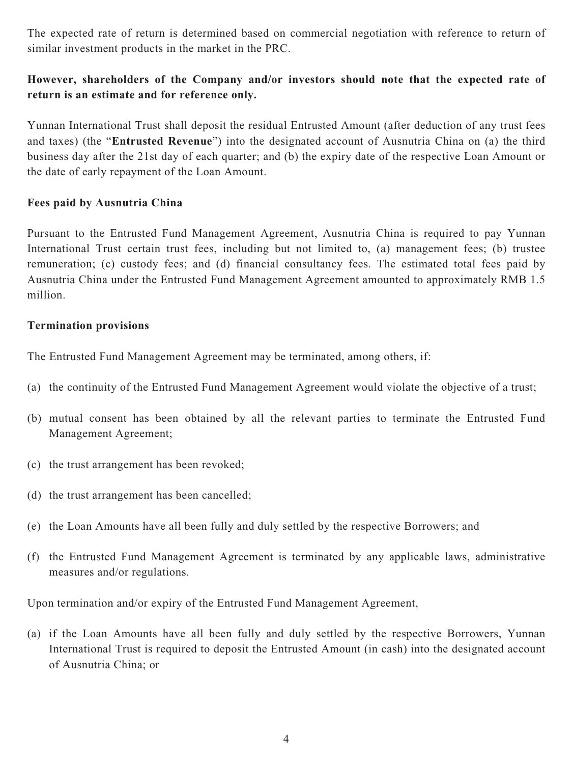The expected rate of return is determined based on commercial negotiation with reference to return of similar investment products in the market in the PRC.

**However, shareholders of the Company and/or investors should note that the expected rate of return is an estimate and for reference only.**

Yunnan International Trust shall deposit the residual Entrusted Amount (after deduction of any trust fees and taxes) (the "**Entrusted Revenue**") into the designated account of Ausnutria China on (a) the third business day after the 21st day of each quarter; and (b) the expiry date of the respective Loan Amount or the date of early repayment of the Loan Amount.

**Fees paid by Ausnutria China**

Pursuant to the Entrusted Fund Management Agreement, Ausnutria China is required to pay Yunnan International Trust certain trust fees, including but not limited to, (a) management fees; (b) trustee remuneration; (c) custody fees; and (d) financial consultancy fees. The estimated total fees paid by Ausnutria China under the Entrusted Fund Management Agreement amounted to approximately RMB 1.5 million.

**Termination provisions**

The Entrusted Fund Management Agreement may be terminated, among others, if:

(a) the continuity of the Entrusted Fund Management Agreement would violate the objective of a trust;

(b) mutual consent has been obtained by all the relevant parties to terminate the Entrusted Fund Management Agreement;

(c) the trust arrangement has been revoked;

(d) the trust arrangement has been cancelled;

(e) the Loan Amounts have all been fully and duly settled by the respective Borrowers; and

(f) the Entrusted Fund Management Agreement is terminated by any applicable laws, administrative measures and/or regulations.

Upon termination and/or expiry of the Entrusted Fund Management Agreement,

(a) if the Loan Amounts have all been fully and duly settled by the respective Borrowers, Yunnan International Trust is required to deposit the Entrusted Amount (in cash) into the designated account of Ausnutria China; or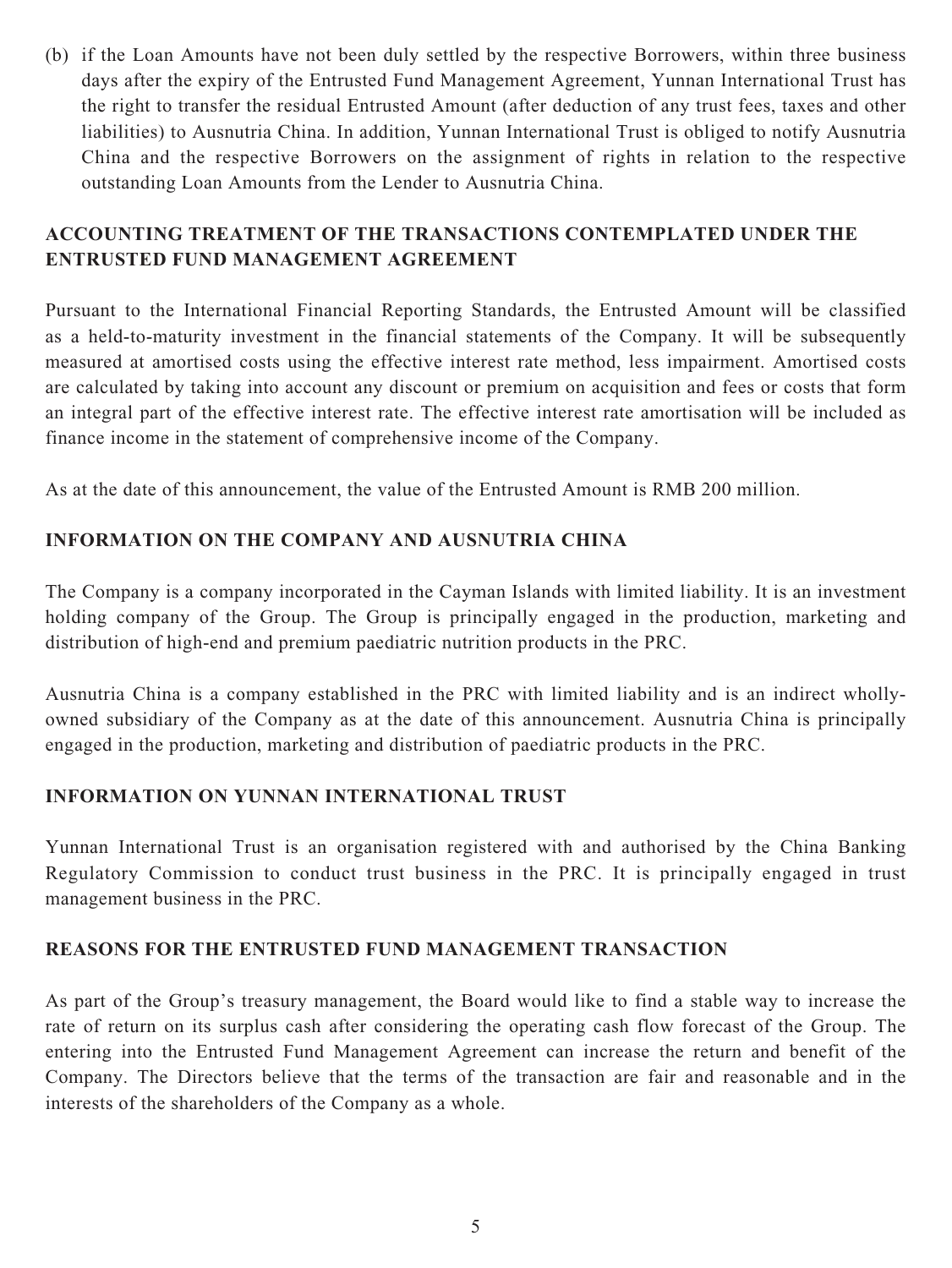(b) if the Loan Amounts have not been duly settled by the respective Borrowers, within three business days after the expiry of the Entrusted Fund Management Agreement, Yunnan International Trust has the right to transfer the residual Entrusted Amount (after deduction of any trust fees, taxes and other liabilities) to Ausnutria China. In addition, Yunnan International Trust is obliged to notify Ausnutria China and the respective Borrowers on the assignment of rights in relation to the respective outstanding Loan Amounts from the Lender to Ausnutria China.

## ACCOUNTING TREATMENT OF THE TRANSACTIONS CONTEMPLATED UNDER THE ENTRUSTED FUND MANAGEMENT AGREEMENT

Pursuant to the International Financial Reporting Standards, the Entrusted Amount will be classified as a held-to-maturity investment in the financial statements of the Company. It will be subsequently measured at amortised costs using the effective interest rate method, less impairment. Amortised costs are calculated by taking into account any discount or premium on acquisition and fees or costs that form an integral part of the effective interest rate. The effective interest rate amortisation will be included as finance income in the statement of comprehensive income of the Company.

As at the date of this announcement, the value of the Entrusted Amount is RMB 200 million.

## INFORMATION ON THE COMPANY AND AUSNUTRIA CHINA

The Company is a company incorporated in the Cayman Islands with limited liability. It is an investment holding company of the Group. The Group is principally engaged in the production, marketing and distribution of high-end and premium paediatric nutrition products in the PRC.

Ausnutria China is a company established in the PRC with limited liability and is an indirect wholly-owned subsidiary of the Company as at the date of this announcement. Ausnutria China is principally engaged in the production, marketing and distribution of paediatric products in the PRC.

## INFORMATION ON YUNNAN INTERNATIONAL TRUST

Yunnan International Trust is an organisation registered with and authorised by the China Banking Regulatory Commission to conduct trust business in the PRC. It is principally engaged in trust management business in the PRC.

## REASONS FOR THE ENTRUSTED FUND MANAGEMENT TRANSACTION

As part of the Group's treasury management, the Board would like to find a stable way to increase the rate of return on its surplus cash after considering the operating cash flow forecast of the Group. The entering into the Entrusted Fund Management Agreement can increase the return and benefit of the Company. The Directors believe that the terms of the transaction are fair and reasonable and in the interests of the shareholders of the Company as a whole.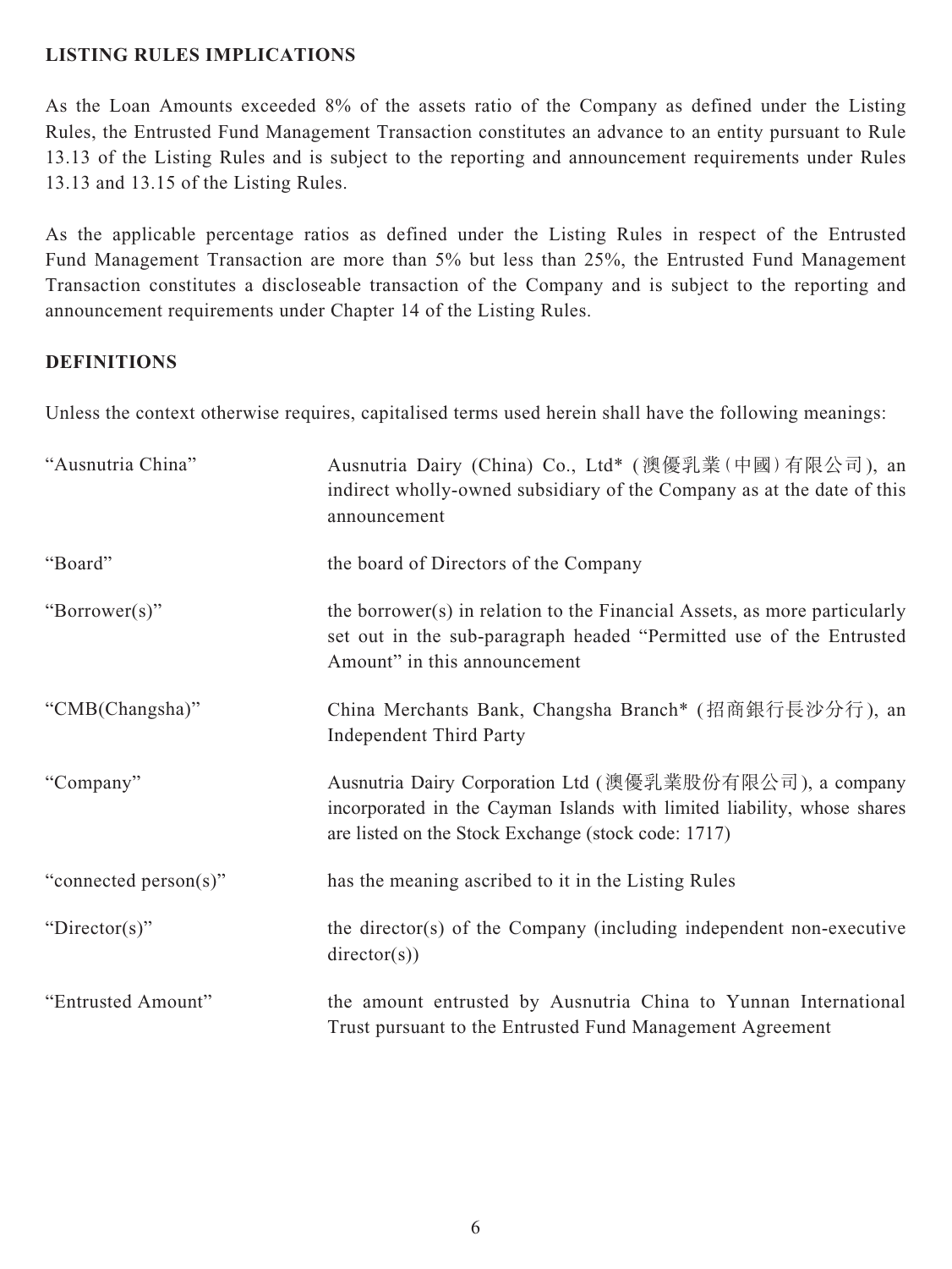## LISTING RULES IMPLICATIONS

As the Loan Amounts exceeded 8% of the assets ratio of the Company as defined under the Listing Rules, the Entrusted Fund Management Transaction constitutes an advance to an entity pursuant to Rule 13.13 of the Listing Rules and is subject to the reporting and announcement requirements under Rules 13.13 and 13.15 of the Listing Rules.

As the applicable percentage ratios as defined under the Listing Rules in respect of the Entrusted Fund Management Transaction are more than 5% but less than 25%, the Entrusted Fund Management Transaction constitutes a discloseable transaction of the Company and is subject to the reporting and announcement requirements under Chapter 14 of the Listing Rules.

## DEFINITIONS

Unless the context otherwise requires, capitalised terms used herein shall have the following meanings:

| | |
|---|---|
| "Ausnutria China" | Ausnutria Dairy (China) Co., Ltd* (澳優乳業(中國)有限公司), an indirect wholly-owned subsidiary of the Company as at the date of this announcement |
| "Board" | the board of Directors of the Company |
| "Borrower(s)" | the borrower(s) in relation to the Financial Assets, as more particularly set out in the sub-paragraph headed "Permitted use of the Entrusted Amount" in this announcement |
| "CMB(Changsha)" | China Merchants Bank, Changsha Branch* (招商銀行長沙分行), an Independent Third Party |
| "Company" | Ausnutria Dairy Corporation Ltd (澳優乳業股份有限公司), a company incorporated in the Cayman Islands with limited liability, whose shares are listed on the Stock Exchange (stock code: 1717) |
| "connected person(s)" | has the meaning ascribed to it in the Listing Rules |
| "Director(s)" | the director(s) of the Company (including independent non-executive director(s)) |
| "Entrusted Amount" | the amount entrusted by Ausnutria China to Yunnan International Trust pursuant to the Entrusted Fund Management Agreement |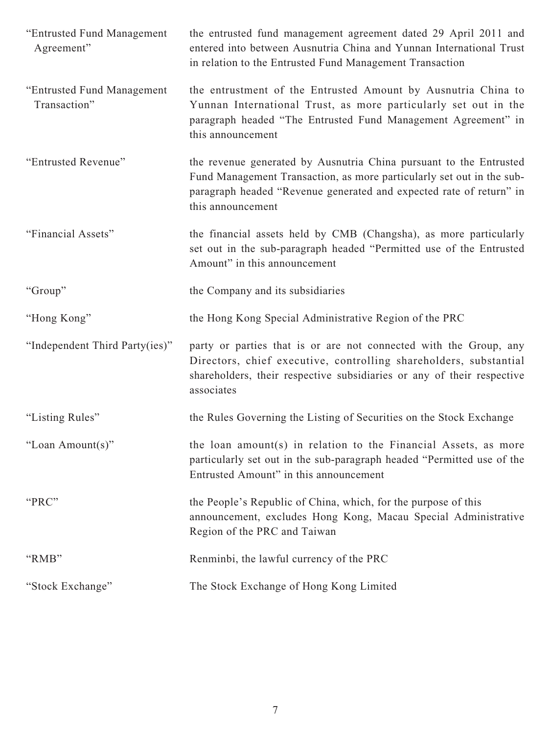| | |
|---|---|
| "Entrusted Fund Management Agreement" | the entrusted fund management agreement dated 29 April 2011 and entered into between Ausnutria China and Yunnan International Trust in relation to the Entrusted Fund Management Transaction |
| "Entrusted Fund Management Transaction" | the entrustment of the Entrusted Amount by Ausnutria China to Yunnan International Trust, as more particularly set out in the paragraph headed "The Entrusted Fund Management Agreement" in this announcement |
| "Entrusted Revenue" | the revenue generated by Ausnutria China pursuant to the Entrusted Fund Management Transaction, as more particularly set out in the sub-paragraph headed "Revenue generated and expected rate of return" in this announcement |
| "Financial Assets" | the financial assets held by CMB (Changsha), as more particularly set out in the sub-paragraph headed "Permitted use of the Entrusted Amount" in this announcement |
| "Group" | the Company and its subsidiaries |
| "Hong Kong" | the Hong Kong Special Administrative Region of the PRC |
| "Independent Third Party(ies)" | party or parties that is or are not connected with the Group, any Directors, chief executive, controlling shareholders, substantial shareholders, their respective subsidiaries or any of their respective associates |
| "Listing Rules" | the Rules Governing the Listing of Securities on the Stock Exchange |
| "Loan Amount(s)" | the loan amount(s) in relation to the Financial Assets, as more particularly set out in the sub-paragraph headed "Permitted use of the Entrusted Amount" in this announcement |
| "PRC" | the People's Republic of China, which, for the purpose of this announcement, excludes Hong Kong, Macau Special Administrative Region of the PRC and Taiwan |
| "RMB" | Renminbi, the lawful currency of the PRC |
| "Stock Exchange" | The Stock Exchange of Hong Kong Limited |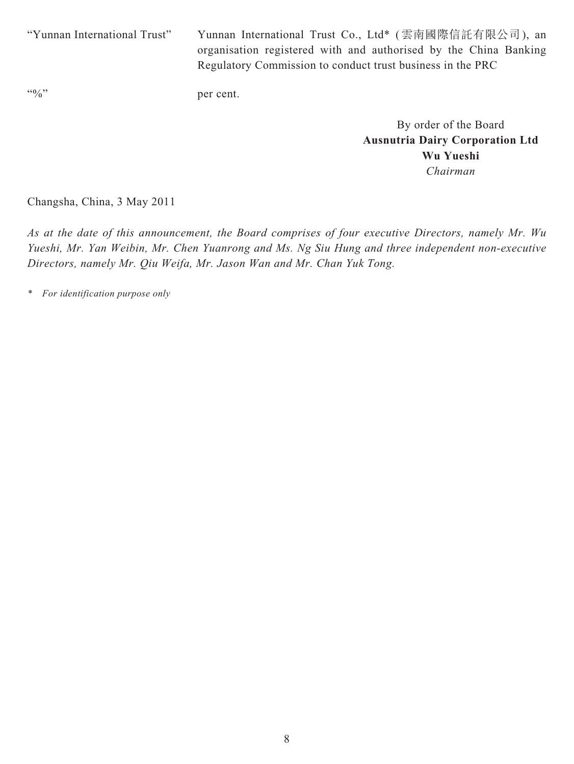| | |
|---|---|
| "Yunnan International Trust" | Yunnan International Trust Co., Ltd* (雲南國際信託有限公司), an organisation registered with and authorised by the China Banking Regulatory Commission to conduct trust business in the PRC |
| "%" | per cent. |

By order of the Board
**Ausnutria Dairy Corporation Ltd**
**Wu Yueshi**
*Chairman*

Changsha, China, 3 May 2011

*As at the date of this announcement, the Board comprises of four executive Directors, namely Mr. Wu Yueshi, Mr. Yan Weibin, Mr. Chen Yuanrong and Ms. Ng Siu Hung and three independent non-executive Directors, namely Mr. Qiu Weifa, Mr. Jason Wan and Mr. Chan Yuk Tong.*

\* *For identification purpose only*